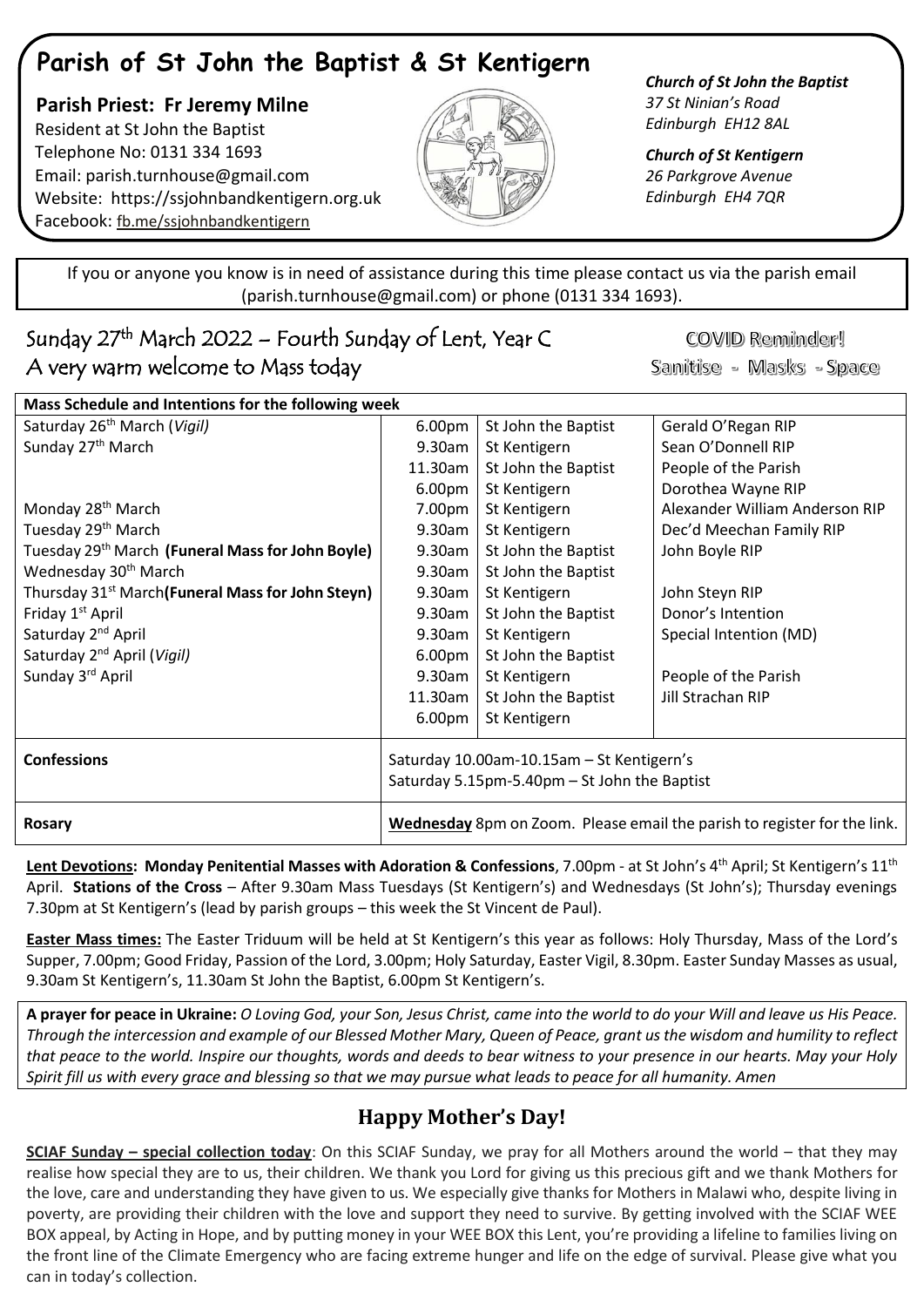# Parish of St John the Baptist & St Kentigern

**Parish Priest: Fr Jeremy Milne**
Resident at St John the Baptist
Telephone No: 0131 334 1693
Email: parish.turnhouse@gmail.com
Website: https://ssjohnbandkentigern.org.uk
Facebook: fb.me/ssjohnbandkentigern

***Church of St John the Baptist***
*37 St Ninian's Road*
*Edinburgh EH12 8AL*

***Church of St Kentigern***
*26 Parkgrove Avenue*
*Edinburgh EH4 7QR*

If you or anyone you know is in need of assistance during this time please contact us via the parish email (parish.turnhouse@gmail.com) or phone (0131 334 1693).

## Sunday 27th March 2022 – Fourth Sunday of Lent, Year C
## A very warm welcome to Mass today

**COVID Reminder!**
Sanitise - Masks - Space

| **Mass Schedule and Intentions for the following week** | | | |
|---|---|---|---|
| Saturday 26th March (*Vigil*) | 6.00pm | St John the Baptist | Gerald O'Regan RIP |
| Sunday 27th March | 9.30am | St Kentigern | Sean O'Donnell RIP |
| | 11.30am | St John the Baptist | People of the Parish |
| | 6.00pm | St Kentigern | Dorothea Wayne RIP |
| Monday 28th March | 7.00pm | St Kentigern | Alexander William Anderson RIP |
| Tuesday 29th March | 9.30am | St Kentigern | Dec'd Meechan Family RIP |
| Tuesday 29th March **(Funeral Mass for John Boyle)** | 9.30am | St John the Baptist | John Boyle RIP |
| Wednesday 30th March | 9.30am | St John the Baptist | |
| Thursday 31st March **(Funeral Mass for John Steyn)** | 9.30am | St Kentigern | John Steyn RIP |
| Friday 1st April | 9.30am | St John the Baptist | Donor's Intention |
| Saturday 2nd April | 9.30am | St Kentigern | Special Intention (MD) |
| Saturday 2nd April (*Vigil*) | 6.00pm | St John the Baptist | |
| Sunday 3rd April | 9.30am | St Kentigern | People of the Parish |
| | 11.30am | St John the Baptist | Jill Strachan RIP |
| | 6.00pm | St Kentigern | |
| **Confessions** | Saturday 10.00am-10.15am – St Kentigern's<br>Saturday 5.15pm-5.40pm – St John the Baptist | | |
| **Rosary** | **Wednesday** 8pm on Zoom. Please email the parish to register for the link. | | |

**Lent Devotions: Monday Penitential Masses with Adoration & Confessions**, 7.00pm - at St John's 4th April; St Kentigern's 11th April. **Stations of the Cross** – After 9.30am Mass Tuesdays (St Kentigern's) and Wednesdays (St John's); Thursday evenings 7.30pm at St Kentigern's (lead by parish groups – this week the St Vincent de Paul).

**Easter Mass times:** The Easter Triduum will be held at St Kentigern's this year as follows: Holy Thursday, Mass of the Lord's Supper, 7.00pm; Good Friday, Passion of the Lord, 3.00pm; Holy Saturday, Easter Vigil, 8.30pm. Easter Sunday Masses as usual, 9.30am St Kentigern's, 11.30am St John the Baptist, 6.00pm St Kentigern's.

**A prayer for peace in Ukraine:** *O Loving God, your Son, Jesus Christ, came into the world to do your Will and leave us His Peace. Through the intercession and example of our Blessed Mother Mary, Queen of Peace, grant us the wisdom and humility to reflect that peace to the world. Inspire our thoughts, words and deeds to bear witness to your presence in our hearts. May your Holy Spirit fill us with every grace and blessing so that we may pursue what leads to peace for all humanity. Amen*

## Happy Mother's Day!

**SCIAF Sunday – special collection today**: On this SCIAF Sunday, we pray for all Mothers around the world – that they may realise how special they are to us, their children. We thank you Lord for giving us this precious gift and we thank Mothers for the love, care and understanding they have given to us. We especially give thanks for Mothers in Malawi who, despite living in poverty, are providing their children with the love and support they need to survive. By getting involved with the SCIAF WEE BOX appeal, by Acting in Hope, and by putting money in your WEE BOX this Lent, you're providing a lifeline to families living on the front line of the Climate Emergency who are facing extreme hunger and life on the edge of survival. Please give what you can in today's collection.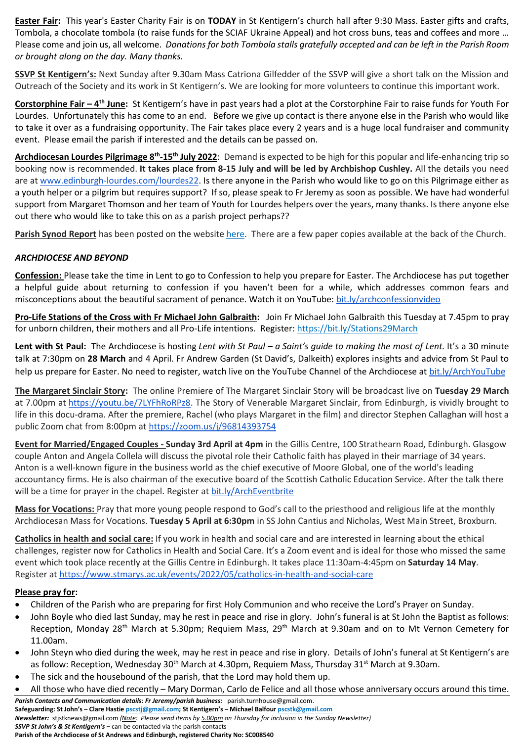**Easter Fair:** This year's Easter Charity Fair is on **TODAY** in St Kentigern's church hall after 9:30 Mass. Easter gifts and crafts, Tombola, a chocolate tombola (to raise funds for the SCIAF Ukraine Appeal) and hot cross buns, teas and coffees and more … Please come and join us, all welcome. *Donations for both Tombola stalls gratefully accepted and can be left in the Parish Room or brought along on the day. Many thanks.*

**SSVP St Kentigern's:** Next Sunday after 9.30am Mass Catriona Gilfedder of the SSVP will give a short talk on the Mission and Outreach of the Society and its work in St Kentigern's. We are looking for more volunteers to continue this important work.

**Corstorphine Fair – 4th June:** St Kentigern's have in past years had a plot at the Corstorphine Fair to raise funds for Youth For Lourdes. Unfortunately this has come to an end. Before we give up contact is there anyone else in the Parish who would like to take it over as a fundraising opportunity. The Fair takes place every 2 years and is a huge local fundraiser and community event. Please email the parish if interested and the details can be passed on.

**Archdiocesan Lourdes Pilgrimage 8th-15th July 2022**: Demand is expected to be high for this popular and life-enhancing trip so booking now is recommended. **It takes place from 8-15 July and will be led by Archbishop Cushley.** All the details you need are at www.edinburgh-lourdes.com/lourdes22. Is there anyone in the Parish who would like to go on this Pilgrimage either as a youth helper or a pilgrim but requires support? If so, please speak to Fr Jeremy as soon as possible. We have had wonderful support from Margaret Thomson and her team of Youth for Lourdes helpers over the years, many thanks. Is there anyone else out there who would like to take this on as a parish project perhaps??

**Parish Synod Report** has been posted on the website here. There are a few paper copies available at the back of the Church.

*ARCHDIOCESE AND BEYOND*

**Confession:** Please take the time in Lent to go to Confession to help you prepare for Easter. The Archdiocese has put together a helpful guide about returning to confession if you haven't been for a while, which addresses common fears and misconceptions about the beautiful sacrament of penance. Watch it on YouTube: bit.ly/archconfessionvideo

**Pro-Life Stations of the Cross with Fr Michael John Galbraith:** Join Fr Michael John Galbraith this Tuesday at 7.45pm to pray for unborn children, their mothers and all Pro-Life intentions. Register: https://bit.ly/Stations29March

**Lent with St Paul:** The Archdiocese is hosting *Lent with St Paul – a Saint's guide to making the most of Lent.* It's a 30 minute talk at 7:30pm on **28 March** and 4 April. Fr Andrew Garden (St David's, Dalkeith) explores insights and advice from St Paul to help us prepare for Easter. No need to register, watch live on the YouTube Channel of the Archdiocese at bit.ly/ArchYouTube

**The Margaret Sinclair Story:** The online Premiere of The Margaret Sinclair Story will be broadcast live on **Tuesday 29 March** at 7.00pm at https://youtu.be/7LYFhRoRPz8. The Story of Venerable Margaret Sinclair, from Edinburgh, is vividly brought to life in this docu-drama. After the premiere, Rachel (who plays Margaret in the film) and director Stephen Callaghan will host a public Zoom chat from 8:00pm at https://zoom.us/j/96814393754

**Event for Married/Engaged Couples - Sunday 3rd April at 4pm** in the Gillis Centre, 100 Strathearn Road, Edinburgh. Glasgow couple Anton and Angela Collela will discuss the pivotal role their Catholic faith has played in their marriage of 34 years. Anton is a well-known figure in the business world as the chief executive of Moore Global, one of the world's leading accountancy firms. He is also chairman of the executive board of the Scottish Catholic Education Service. After the talk there will be a time for prayer in the chapel. Register at bit.ly/ArchEventbrite

**Mass for Vocations:** Pray that more young people respond to God's call to the priesthood and religious life at the monthly Archdiocesan Mass for Vocations. **Tuesday 5 April at 6:30pm** in SS John Cantius and Nicholas, West Main Street, Broxburn.

**Catholics in health and social care:** If you work in health and social care and are interested in learning about the ethical challenges, register now for Catholics in Health and Social Care. It's a Zoom event and is ideal for those who missed the same event which took place recently at the Gillis Centre in Edinburgh. It takes place 11:30am-4:45pm on **Saturday 14 May**. Register at https://www.stmarys.ac.uk/events/2022/05/catholics-in-health-and-social-care

**Please pray for:**

- Children of the Parish who are preparing for first Holy Communion and who receive the Lord's Prayer on Sunday.
- John Boyle who died last Sunday, may he rest in peace and rise in glory. John's funeral is at St John the Baptist as follows: Reception, Monday 28th March at 5.30pm; Requiem Mass, 29th March at 9.30am and on to Mt Vernon Cemetery for 11.00am.
- John Steyn who died during the week, may he rest in peace and rise in glory. Details of John's funeral at St Kentigern's are as follow: Reception, Wednesday 30th March at 4.30pm, Requiem Mass, Thursday 31st March at 9.30am.
- The sick and the housebound of the parish, that the Lord may hold them up.
- All those who have died recently – Mary Dorman, Carlo de Felice and all those whose anniversary occurs around this time.

***Parish Contacts and Communication details: Fr Jeremy/parish business:*** parish.turnhouse@gmail.com.
**Safeguarding: St John's – Clare Hastie pscstj@gmail.com; St Kentigern's – Michael Balfour pscstk@gmail.com**
***Newsletter:*** stjstknews@gmail.com *(Note: Please send items by 5.00pm on Thursday for inclusion in the Sunday Newsletter)*
***SSVP St John's & St Kentigern's –*** can be contacted via the parish contacts
**Parish of the Archdiocese of St Andrews and Edinburgh, registered Charity No: SC008540**